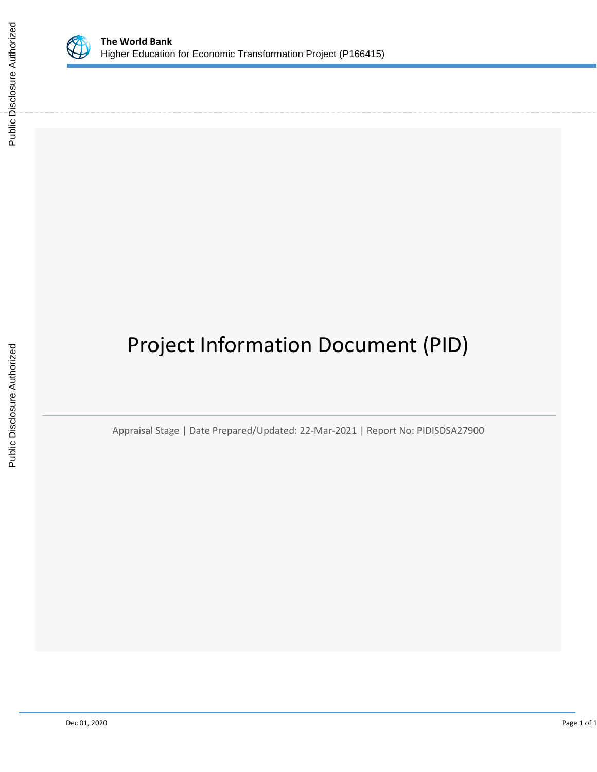**The World Bank**
Higher Education for Economic Transformation Project (P166415)

# Project Information Document (PID)

Appraisal Stage | Date Prepared/Updated: 22-Mar-2021 | Report No: PIDISDSA27900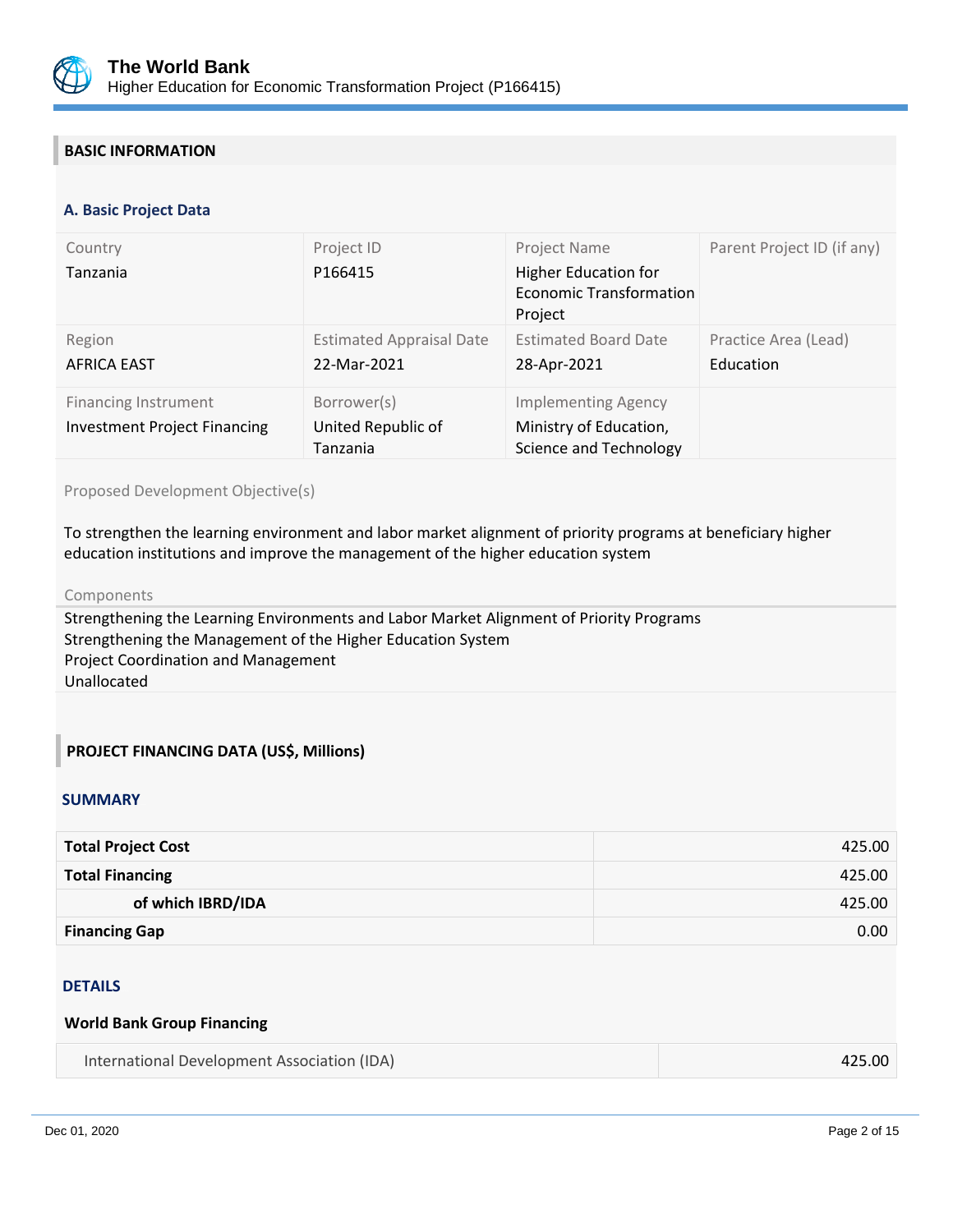## BASIC INFORMATION

### A. Basic Project Data

| Country | Project ID | Project Name | Parent Project ID (if any) |
|---|---|---|---|
| Tanzania | P166415 | Higher Education for Economic Transformation Project | |
| **Region** | **Estimated Appraisal Date** | **Estimated Board Date** | **Practice Area (Lead)** |
| AFRICA EAST | 22-Mar-2021 | 28-Apr-2021 | Education |
| **Financing Instrument** | **Borrower(s)** | **Implementing Agency** | |
| Investment Project Financing | United Republic of Tanzania | Ministry of Education, Science and Technology | |

Proposed Development Objective(s)

To strengthen the learning environment and labor market alignment of priority programs at beneficiary higher education institutions and improve the management of the higher education system

Components

Strengthening the Learning Environments and Labor Market Alignment of Priority Programs
Strengthening the Management of the Higher Education System
Project Coordination and Management
Unallocated

## PROJECT FINANCING DATA (US$, Millions)

### SUMMARY

| | |
|---|---|
| **Total Project Cost** | 425.00 |
| **Total Financing** | 425.00 |
| **of which IBRD/IDA** | 425.00 |
| **Financing Gap** | 0.00 |

### DETAILS

**World Bank Group Financing**

| | |
|---|---|
| International Development Association (IDA) | 425.00 |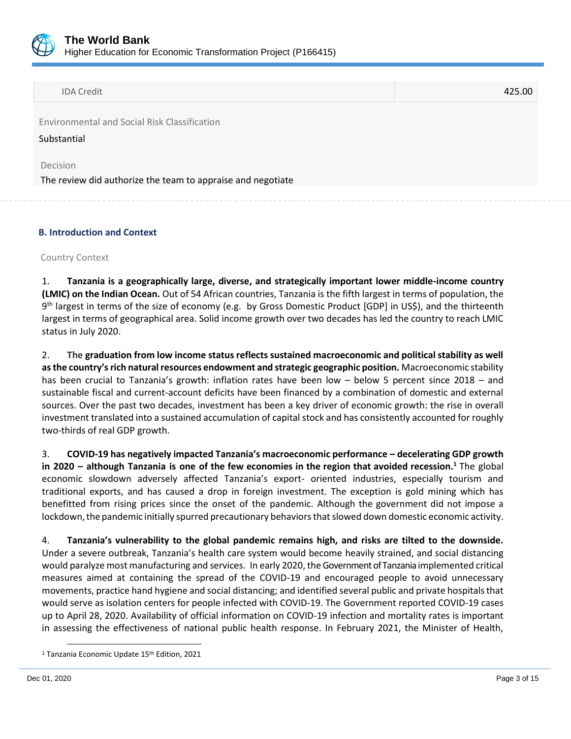| IDA Credit | 425.00 |
| --- | --- |

Environmental and Social Risk Classification

Substantial

Decision

The review did authorize the team to appraise and negotiate

## B. Introduction and Context

Country Context

1. **Tanzania is a geographically large, diverse, and strategically important lower middle-income country (LMIC) on the Indian Ocean.** Out of 54 African countries, Tanzania is the fifth largest in terms of population, the 9th largest in terms of the size of economy (e.g. by Gross Domestic Product [GDP] in US$), and the thirteenth largest in terms of geographical area. Solid income growth over two decades has led the country to reach LMIC status in July 2020.

2. **The graduation from low income status reflects sustained macroeconomic and political stability as well as the country's rich natural resources endowment and strategic geographic position.** Macroeconomic stability has been crucial to Tanzania's growth: inflation rates have been low – below 5 percent since 2018 – and sustainable fiscal and current-account deficits have been financed by a combination of domestic and external sources. Over the past two decades, investment has been a key driver of economic growth: the rise in overall investment translated into a sustained accumulation of capital stock and has consistently accounted for roughly two-thirds of real GDP growth.

3. **COVID-19 has negatively impacted Tanzania's macroeconomic performance – decelerating GDP growth in 2020 – although Tanzania is one of the few economies in the region that avoided recession.**[1] The global economic slowdown adversely affected Tanzania's export- oriented industries, especially tourism and traditional exports, and has caused a drop in foreign investment. The exception is gold mining which has benefitted from rising prices since the onset of the pandemic. Although the government did not impose a lockdown, the pandemic initially spurred precautionary behaviors that slowed down domestic economic activity.

4. **Tanzania's vulnerability to the global pandemic remains high, and risks are tilted to the downside.** Under a severe outbreak, Tanzania's health care system would become heavily strained, and social distancing would paralyze most manufacturing and services. In early 2020, the Government of Tanzania implemented critical measures aimed at containing the spread of the COVID-19 and encouraged people to avoid unnecessary movements, practice hand hygiene and social distancing; and identified several public and private hospitals that would serve as isolation centers for people infected with COVID-19. The Government reported COVID-19 cases up to April 28, 2020. Availability of official information on COVID-19 infection and mortality rates is important in assessing the effectiveness of national public health response. In February 2021, the Minister of Health,

[1] Tanzania Economic Update 15th Edition, 2021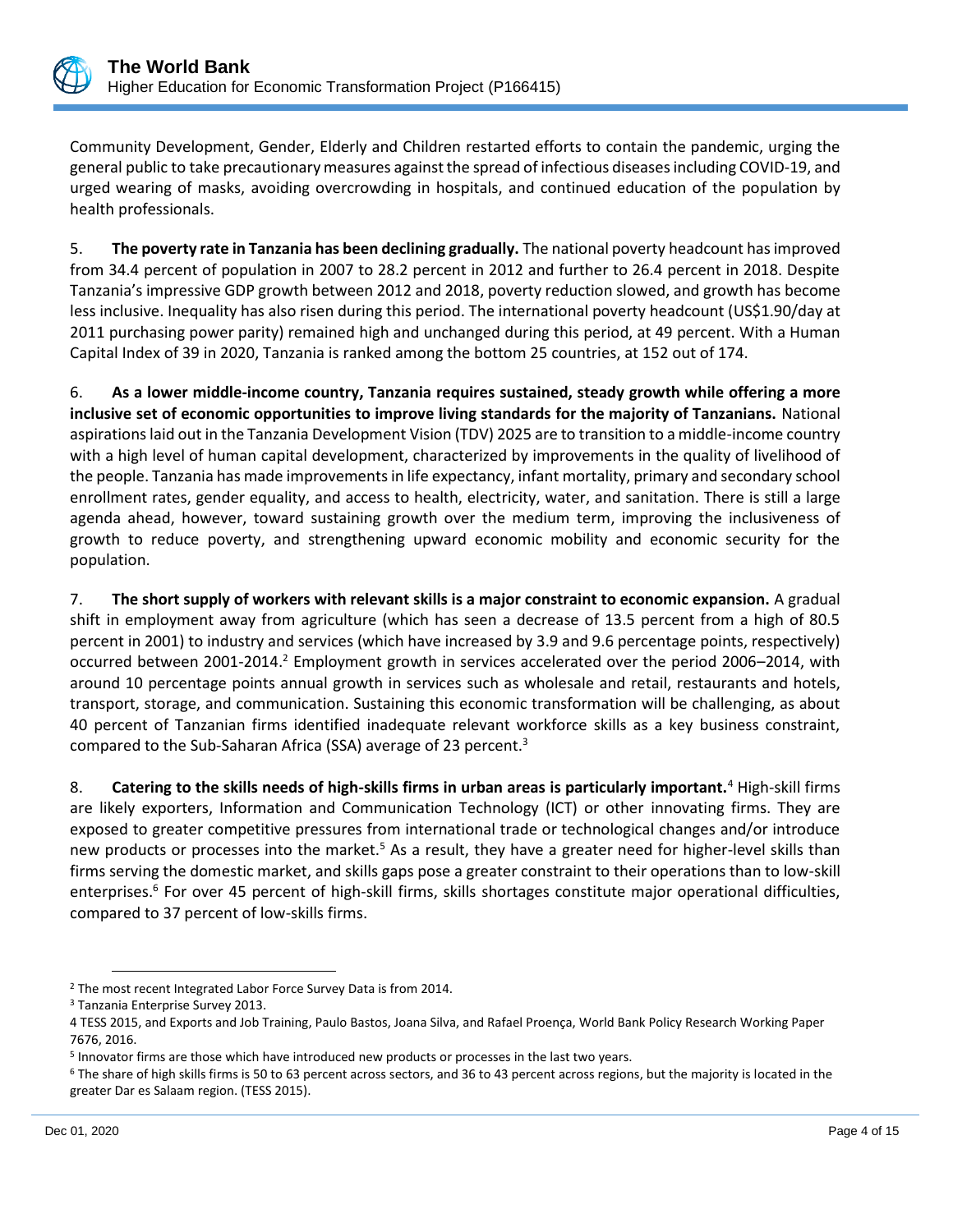Community Development, Gender, Elderly and Children restarted efforts to contain the pandemic, urging the general public to take precautionary measures against the spread of infectious diseases including COVID-19, and urged wearing of masks, avoiding overcrowding in hospitals, and continued education of the population by health professionals.

5. **The poverty rate in Tanzania has been declining gradually.** The national poverty headcount has improved from 34.4 percent of population in 2007 to 28.2 percent in 2012 and further to 26.4 percent in 2018. Despite Tanzania's impressive GDP growth between 2012 and 2018, poverty reduction slowed, and growth has become less inclusive. Inequality has also risen during this period. The international poverty headcount (US$1.90/day at 2011 purchasing power parity) remained high and unchanged during this period, at 49 percent. With a Human Capital Index of 39 in 2020, Tanzania is ranked among the bottom 25 countries, at 152 out of 174.

6. **As a lower middle-income country, Tanzania requires sustained, steady growth while offering a more inclusive set of economic opportunities to improve living standards for the majority of Tanzanians.** National aspirations laid out in the Tanzania Development Vision (TDV) 2025 are to transition to a middle-income country with a high level of human capital development, characterized by improvements in the quality of livelihood of the people. Tanzania has made improvements in life expectancy, infant mortality, primary and secondary school enrollment rates, gender equality, and access to health, electricity, water, and sanitation. There is still a large agenda ahead, however, toward sustaining growth over the medium term, improving the inclusiveness of growth to reduce poverty, and strengthening upward economic mobility and economic security for the population.

7. **The short supply of workers with relevant skills is a major constraint to economic expansion.** A gradual shift in employment away from agriculture (which has seen a decrease of 13.5 percent from a high of 80.5 percent in 2001) to industry and services (which have increased by 3.9 and 9.6 percentage points, respectively) occurred between 2001-2014.[2] Employment growth in services accelerated over the period 2006–2014, with around 10 percentage points annual growth in services such as wholesale and retail, restaurants and hotels, transport, storage, and communication. Sustaining this economic transformation will be challenging, as about 40 percent of Tanzanian firms identified inadequate relevant workforce skills as a key business constraint, compared to the Sub-Saharan Africa (SSA) average of 23 percent.[3]

8. **Catering to the skills needs of high-skills firms in urban areas is particularly important.**[4] High-skill firms are likely exporters, Information and Communication Technology (ICT) or other innovating firms. They are exposed to greater competitive pressures from international trade or technological changes and/or introduce new products or processes into the market.[5] As a result, they have a greater need for higher-level skills than firms serving the domestic market, and skills gaps pose a greater constraint to their operations than to low-skill enterprises.[6] For over 45 percent of high-skill firms, skills shortages constitute major operational difficulties, compared to 37 percent of low-skills firms.

---

[2] The most recent Integrated Labor Force Survey Data is from 2014.

[3] Tanzania Enterprise Survey 2013.

4 TESS 2015, and Exports and Job Training, Paulo Bastos, Joana Silva, and Rafael Proença, World Bank Policy Research Working Paper 7676, 2016.

[5] Innovator firms are those which have introduced new products or processes in the last two years.

[6] The share of high skills firms is 50 to 63 percent across sectors, and 36 to 43 percent across regions, but the majority is located in the greater Dar es Salaam region. (TESS 2015).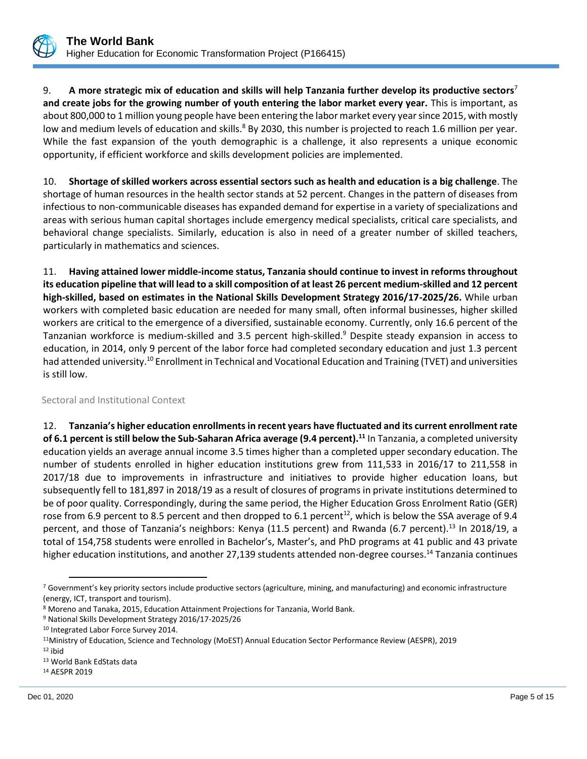9. **A more strategic mix of education and skills will help Tanzania further develop its productive sectors**[7] **and create jobs for the growing number of youth entering the labor market every year.** This is important, as about 800,000 to 1 million young people have been entering the labor market every year since 2015, with mostly low and medium levels of education and skills.[8] By 2030, this number is projected to reach 1.6 million per year. While the fast expansion of the youth demographic is a challenge, it also represents a unique economic opportunity, if efficient workforce and skills development policies are implemented.

10. **Shortage of skilled workers across essential sectors such as health and education is a big challenge**. The shortage of human resources in the health sector stands at 52 percent. Changes in the pattern of diseases from infectious to non-communicable diseases has expanded demand for expertise in a variety of specializations and areas with serious human capital shortages include emergency medical specialists, critical care specialists, and behavioral change specialists. Similarly, education is also in need of a greater number of skilled teachers, particularly in mathematics and sciences.

11. **Having attained lower middle-income status, Tanzania should continue to invest in reforms throughout its education pipeline that will lead to a skill composition of at least 26 percent medium-skilled and 12 percent high-skilled, based on estimates in the National Skills Development Strategy 2016/17-2025/26.** While urban workers with completed basic education are needed for many small, often informal businesses, higher skilled workers are critical to the emergence of a diversified, sustainable economy. Currently, only 16.6 percent of the Tanzanian workforce is medium-skilled and 3.5 percent high-skilled.[9] Despite steady expansion in access to education, in 2014, only 9 percent of the labor force had completed secondary education and just 1.3 percent had attended university.[10] Enrollment in Technical and Vocational Education and Training (TVET) and universities is still low.

## Sectoral and Institutional Context

12. **Tanzania's higher education enrollments in recent years have fluctuated and its current enrollment rate of 6.1 percent is still below the Sub-Saharan Africa average (9.4 percent).**[11] In Tanzania, a completed university education yields an average annual income 3.5 times higher than a completed upper secondary education. The number of students enrolled in higher education institutions grew from 111,533 in 2016/17 to 211,558 in 2017/18 due to improvements in infrastructure and initiatives to provide higher education loans, but subsequently fell to 181,897 in 2018/19 as a result of closures of programs in private institutions determined to be of poor quality. Correspondingly, during the same period, the Higher Education Gross Enrolment Ratio (GER) rose from 6.9 percent to 8.5 percent and then dropped to 6.1 percent[12], which is below the SSA average of 9.4 percent, and those of Tanzania's neighbors: Kenya (11.5 percent) and Rwanda (6.7 percent).[13] In 2018/19, a total of 154,758 students were enrolled in Bachelor's, Master's, and PhD programs at 41 public and 43 private higher education institutions, and another 27,139 students attended non-degree courses.[14] Tanzania continues

---

[7] Government's key priority sectors include productive sectors (agriculture, mining, and manufacturing) and economic infrastructure (energy, ICT, transport and tourism).

[8] Moreno and Tanaka, 2015, Education Attainment Projections for Tanzania, World Bank.

[9] National Skills Development Strategy 2016/17-2025/26

[10] Integrated Labor Force Survey 2014.

[11] Ministry of Education, Science and Technology (MoEST) Annual Education Sector Performance Review (AESPR), 2019

[12] ibid

[13] World Bank EdStats data

[14] AESPR 2019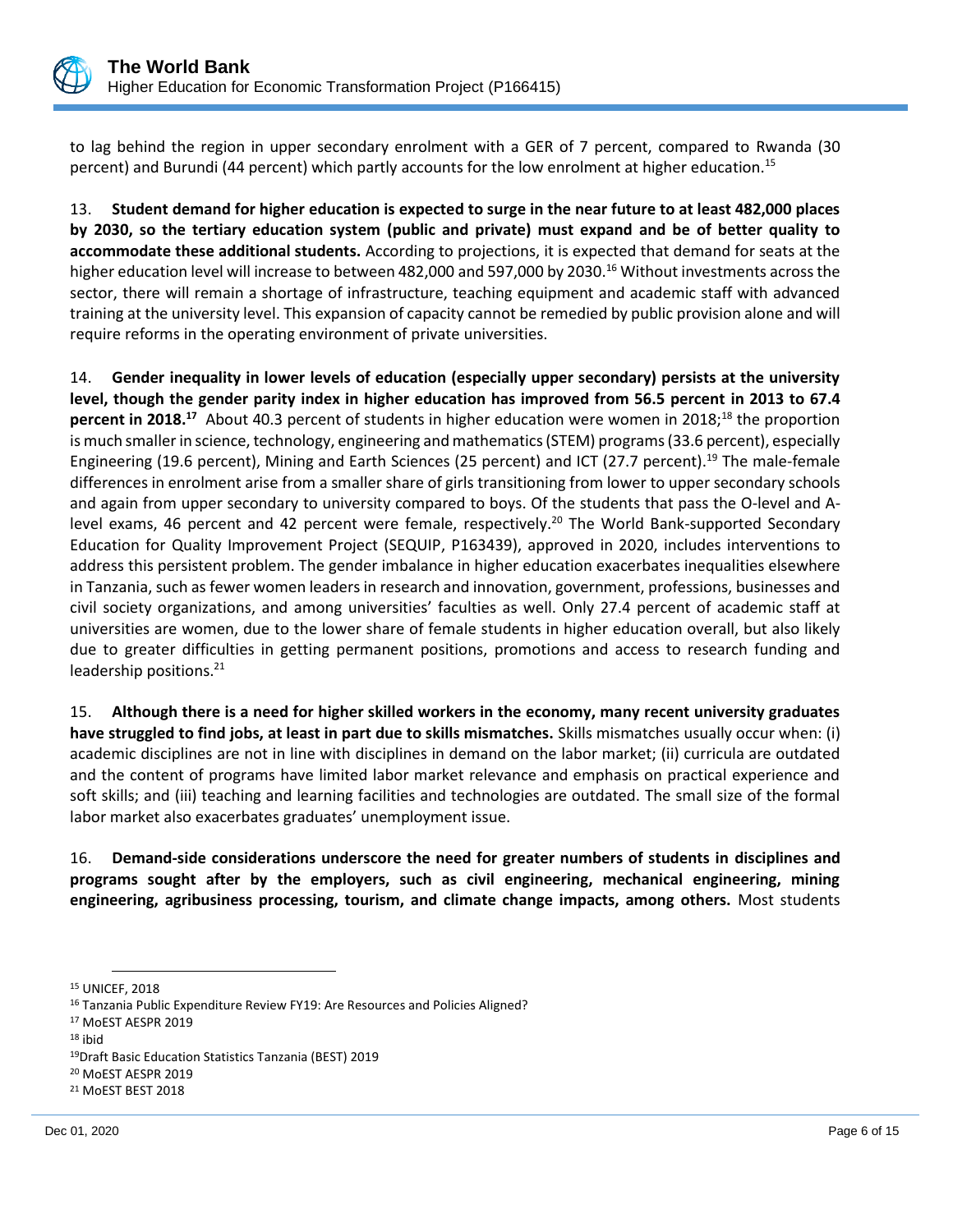to lag behind the region in upper secondary enrolment with a GER of 7 percent, compared to Rwanda (30 percent) and Burundi (44 percent) which partly accounts for the low enrolment at higher education.[15]

13. **Student demand for higher education is expected to surge in the near future to at least 482,000 places by 2030, so the tertiary education system (public and private) must expand and be of better quality to accommodate these additional students.** According to projections, it is expected that demand for seats at the higher education level will increase to between 482,000 and 597,000 by 2030.[16] Without investments across the sector, there will remain a shortage of infrastructure, teaching equipment and academic staff with advanced training at the university level. This expansion of capacity cannot be remedied by public provision alone and will require reforms in the operating environment of private universities.

14. **Gender inequality in lower levels of education (especially upper secondary) persists at the university level, though the gender parity index in higher education has improved from 56.5 percent in 2013 to 67.4 percent in 2018.[17]** About 40.3 percent of students in higher education were women in 2018;[18] the proportion is much smaller in science, technology, engineering and mathematics (STEM) programs (33.6 percent), especially Engineering (19.6 percent), Mining and Earth Sciences (25 percent) and ICT (27.7 percent).[19] The male-female differences in enrolment arise from a smaller share of girls transitioning from lower to upper secondary schools and again from upper secondary to university compared to boys. Of the students that pass the O-level and A-level exams, 46 percent and 42 percent were female, respectively.[20] The World Bank-supported Secondary Education for Quality Improvement Project (SEQUIP, P163439), approved in 2020, includes interventions to address this persistent problem. The gender imbalance in higher education exacerbates inequalities elsewhere in Tanzania, such as fewer women leaders in research and innovation, government, professions, businesses and civil society organizations, and among universities' faculties as well. Only 27.4 percent of academic staff at universities are women, due to the lower share of female students in higher education overall, but also likely due to greater difficulties in getting permanent positions, promotions and access to research funding and leadership positions.[21]

15. **Although there is a need for higher skilled workers in the economy, many recent university graduates have struggled to find jobs, at least in part due to skills mismatches.** Skills mismatches usually occur when: (i) academic disciplines are not in line with disciplines in demand on the labor market; (ii) curricula are outdated and the content of programs have limited labor market relevance and emphasis on practical experience and soft skills; and (iii) teaching and learning facilities and technologies are outdated. The small size of the formal labor market also exacerbates graduates' unemployment issue.

16. **Demand-side considerations underscore the need for greater numbers of students in disciplines and programs sought after by the employers, such as civil engineering, mechanical engineering, mining engineering, agribusiness processing, tourism, and climate change impacts, among others.** Most students

---

[15] UNICEF, 2018

[16] Tanzania Public Expenditure Review FY19: Are Resources and Policies Aligned?

[17] MoEST AESPR 2019

[18] ibid

[19] Draft Basic Education Statistics Tanzania (BEST) 2019

[20] MoEST AESPR 2019

[21] MoEST BEST 2018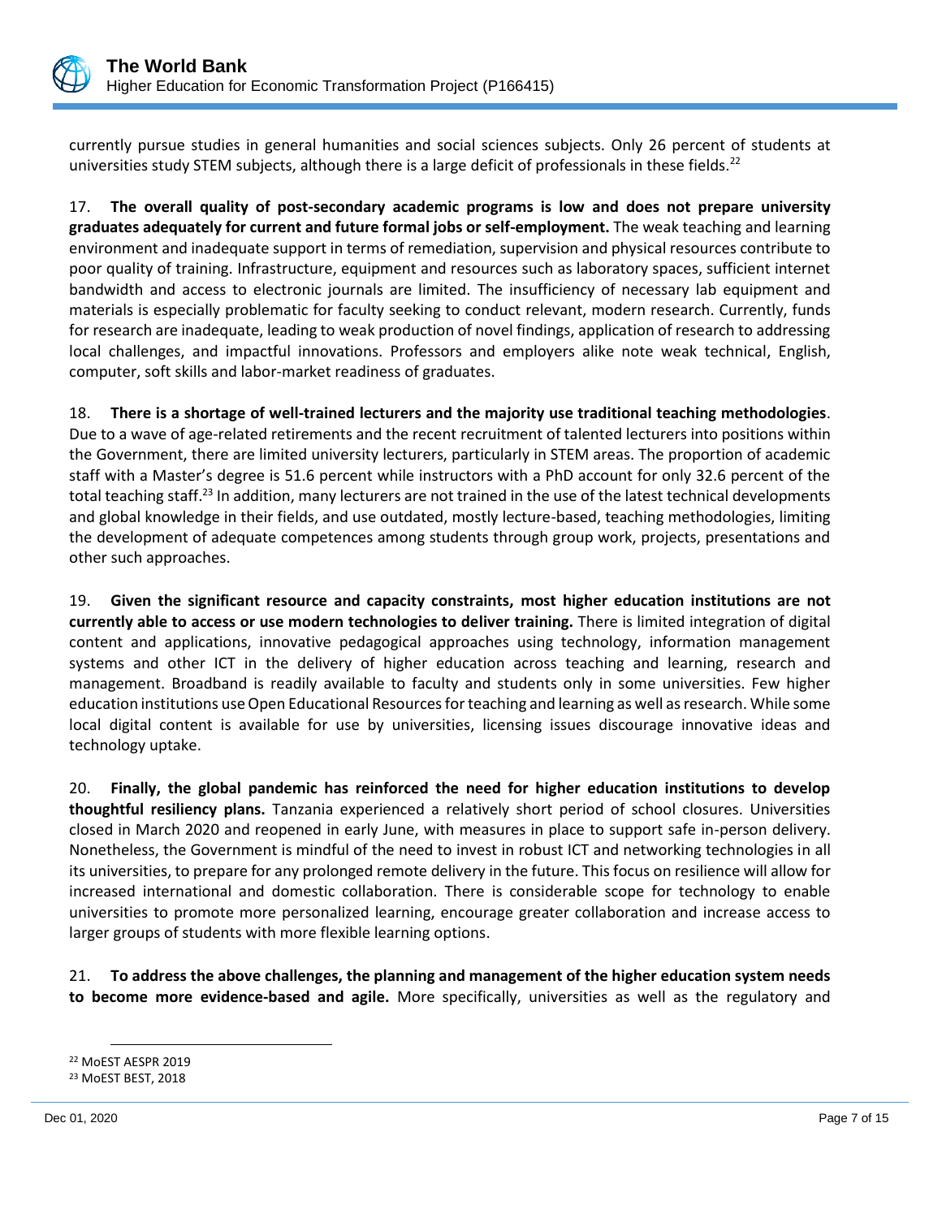currently pursue studies in general humanities and social sciences subjects. Only 26 percent of students at universities study STEM subjects, although there is a large deficit of professionals in these fields.[22]

17. **The overall quality of post-secondary academic programs is low and does not prepare university graduates adequately for current and future formal jobs or self-employment.** The weak teaching and learning environment and inadequate support in terms of remediation, supervision and physical resources contribute to poor quality of training. Infrastructure, equipment and resources such as laboratory spaces, sufficient internet bandwidth and access to electronic journals are limited. The insufficiency of necessary lab equipment and materials is especially problematic for faculty seeking to conduct relevant, modern research. Currently, funds for research are inadequate, leading to weak production of novel findings, application of research to addressing local challenges, and impactful innovations. Professors and employers alike note weak technical, English, computer, soft skills and labor-market readiness of graduates.

18. **There is a shortage of well-trained lecturers and the majority use traditional teaching methodologies**. Due to a wave of age-related retirements and the recent recruitment of talented lecturers into positions within the Government, there are limited university lecturers, particularly in STEM areas. The proportion of academic staff with a Master's degree is 51.6 percent while instructors with a PhD account for only 32.6 percent of the total teaching staff.[23] In addition, many lecturers are not trained in the use of the latest technical developments and global knowledge in their fields, and use outdated, mostly lecture-based, teaching methodologies, limiting the development of adequate competences among students through group work, projects, presentations and other such approaches.

19. **Given the significant resource and capacity constraints, most higher education institutions are not currently able to access or use modern technologies to deliver training.** There is limited integration of digital content and applications, innovative pedagogical approaches using technology, information management systems and other ICT in the delivery of higher education across teaching and learning, research and management. Broadband is readily available to faculty and students only in some universities. Few higher education institutions use Open Educational Resources for teaching and learning as well as research. While some local digital content is available for use by universities, licensing issues discourage innovative ideas and technology uptake.

20. **Finally, the global pandemic has reinforced the need for higher education institutions to develop thoughtful resiliency plans.** Tanzania experienced a relatively short period of school closures. Universities closed in March 2020 and reopened in early June, with measures in place to support safe in-person delivery. Nonetheless, the Government is mindful of the need to invest in robust ICT and networking technologies in all its universities, to prepare for any prolonged remote delivery in the future. This focus on resilience will allow for increased international and domestic collaboration. There is considerable scope for technology to enable universities to promote more personalized learning, encourage greater collaboration and increase access to larger groups of students with more flexible learning options.

21. **To address the above challenges, the planning and management of the higher education system needs to become more evidence-based and agile.** More specifically, universities as well as the regulatory and

---

[22] MoEST AESPR 2019

[23] MoEST BEST, 2018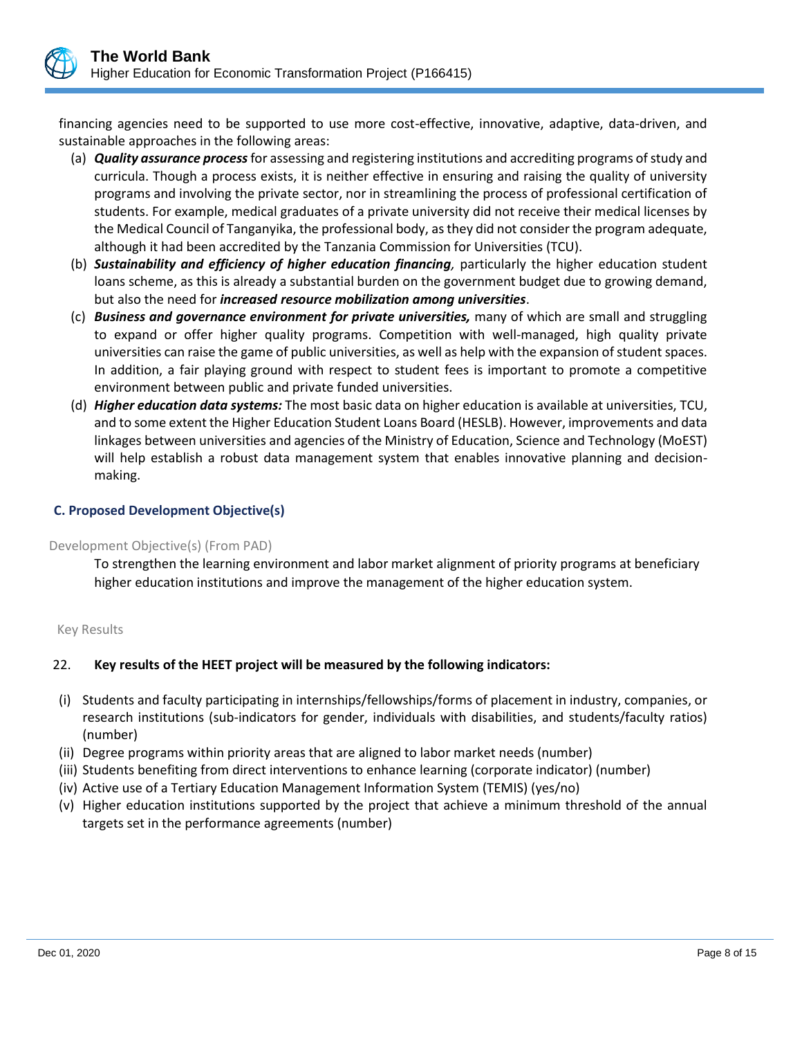financing agencies need to be supported to use more cost-effective, innovative, adaptive, data-driven, and sustainable approaches in the following areas:

(a) ***Quality assurance process*** for assessing and registering institutions and accrediting programs of study and curricula. Though a process exists, it is neither effective in ensuring and raising the quality of university programs and involving the private sector, nor in streamlining the process of professional certification of students. For example, medical graduates of a private university did not receive their medical licenses by the Medical Council of Tanganyika, the professional body, as they did not consider the program adequate, although it had been accredited by the Tanzania Commission for Universities (TCU).

(b) ***Sustainability and efficiency of higher education financing****,* particularly the higher education student loans scheme, as this is already a substantial burden on the government budget due to growing demand, but also the need for ***increased resource mobilization among universities***.

(c) ***Business and governance environment for private universities,*** many of which are small and struggling to expand or offer higher quality programs. Competition with well-managed, high quality private universities can raise the game of public universities, as well as help with the expansion of student spaces. In addition, a fair playing ground with respect to student fees is important to promote a competitive environment between public and private funded universities.

(d) ***Higher education data systems:*** The most basic data on higher education is available at universities, TCU, and to some extent the Higher Education Student Loans Board (HESLB). However, improvements and data linkages between universities and agencies of the Ministry of Education, Science and Technology (MoEST) will help establish a robust data management system that enables innovative planning and decision-making.

### C. Proposed Development Objective(s)

Development Objective(s) (From PAD)

To strengthen the learning environment and labor market alignment of priority programs at beneficiary higher education institutions and improve the management of the higher education system.

Key Results

22. **Key results of the HEET project will be measured by the following indicators:**

(i) Students and faculty participating in internships/fellowships/forms of placement in industry, companies, or research institutions (sub-indicators for gender, individuals with disabilities, and students/faculty ratios) (number)

(ii) Degree programs within priority areas that are aligned to labor market needs (number)

(iii) Students benefiting from direct interventions to enhance learning (corporate indicator) (number)

(iv) Active use of a Tertiary Education Management Information System (TEMIS) (yes/no)

(v) Higher education institutions supported by the project that achieve a minimum threshold of the annual targets set in the performance agreements (number)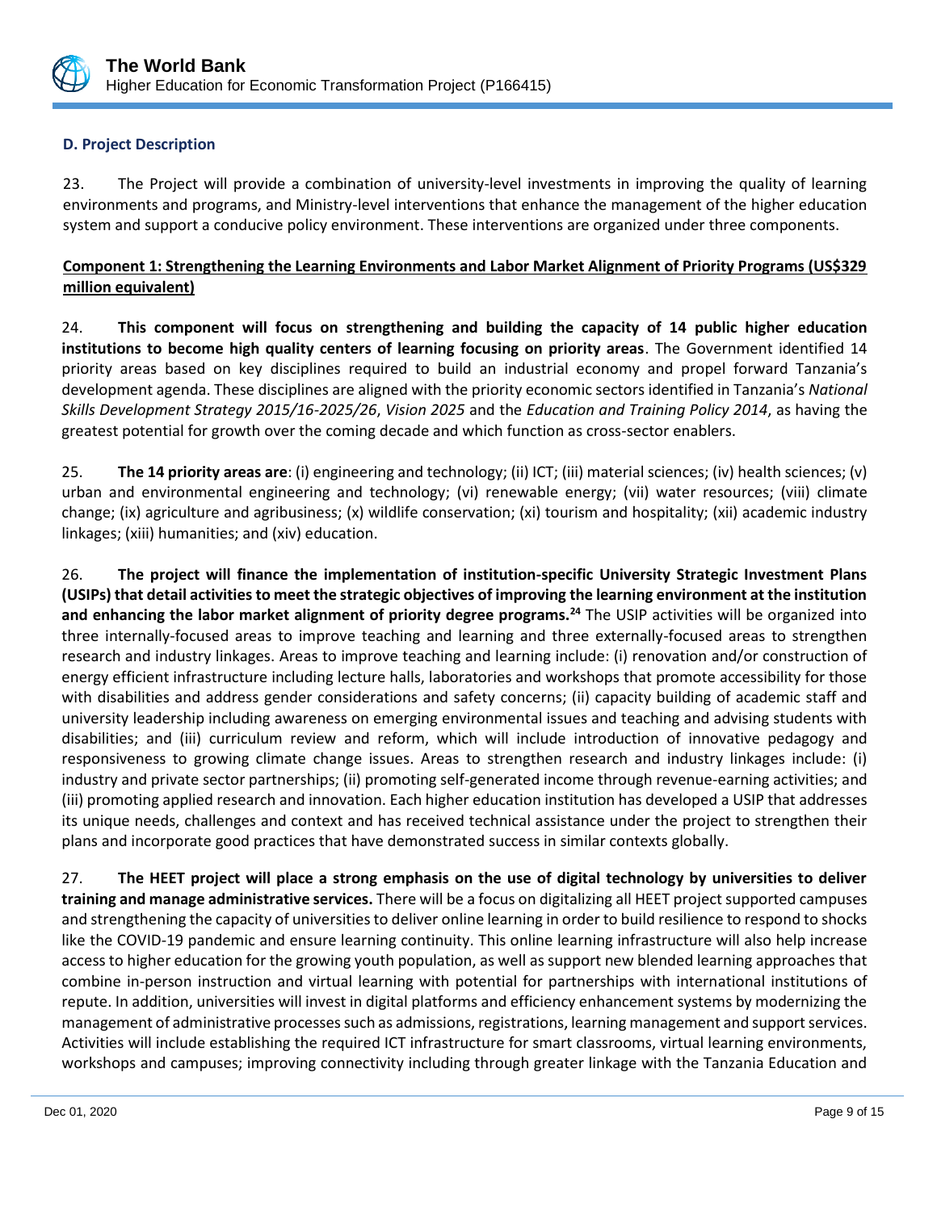### D. Project Description

23. The Project will provide a combination of university-level investments in improving the quality of learning environments and programs, and Ministry-level interventions that enhance the management of the higher education system and support a conducive policy environment. These interventions are organized under three components.

**Component 1: Strengthening the Learning Environments and Labor Market Alignment of Priority Programs (US$329 million equivalent)**

24. **This component will focus on strengthening and building the capacity of 14 public higher education institutions to become high quality centers of learning focusing on priority areas**. The Government identified 14 priority areas based on key disciplines required to build an industrial economy and propel forward Tanzania's development agenda. These disciplines are aligned with the priority economic sectors identified in Tanzania's *National Skills Development Strategy 2015/16-2025/26*, *Vision 2025* and the *Education and Training Policy 2014*, as having the greatest potential for growth over the coming decade and which function as cross-sector enablers.

25. **The 14 priority areas are**: (i) engineering and technology; (ii) ICT; (iii) material sciences; (iv) health sciences; (v) urban and environmental engineering and technology; (vi) renewable energy; (vii) water resources; (viii) climate change; (ix) agriculture and agribusiness; (x) wildlife conservation; (xi) tourism and hospitality; (xii) academic industry linkages; (xiii) humanities; and (xiv) education.

26. **The project will finance the implementation of institution-specific University Strategic Investment Plans (USIPs) that detail activities to meet the strategic objectives of improving the learning environment at the institution and enhancing the labor market alignment of priority degree programs.**[24] The USIP activities will be organized into three internally-focused areas to improve teaching and learning and three externally-focused areas to strengthen research and industry linkages. Areas to improve teaching and learning include: (i) renovation and/or construction of energy efficient infrastructure including lecture halls, laboratories and workshops that promote accessibility for those with disabilities and address gender considerations and safety concerns; (ii) capacity building of academic staff and university leadership including awareness on emerging environmental issues and teaching and advising students with disabilities; and (iii) curriculum review and reform, which will include introduction of innovative pedagogy and responsiveness to growing climate change issues. Areas to strengthen research and industry linkages include: (i) industry and private sector partnerships; (ii) promoting self-generated income through revenue-earning activities; and (iii) promoting applied research and innovation. Each higher education institution has developed a USIP that addresses its unique needs, challenges and context and has received technical assistance under the project to strengthen their plans and incorporate good practices that have demonstrated success in similar contexts globally.

27. **The HEET project will place a strong emphasis on the use of digital technology by universities to deliver training and manage administrative services.** There will be a focus on digitalizing all HEET project supported campuses and strengthening the capacity of universities to deliver online learning in order to build resilience to respond to shocks like the COVID-19 pandemic and ensure learning continuity. This online learning infrastructure will also help increase access to higher education for the growing youth population, as well as support new blended learning approaches that combine in-person instruction and virtual learning with potential for partnerships with international institutions of repute. In addition, universities will invest in digital platforms and efficiency enhancement systems by modernizing the management of administrative processes such as admissions, registrations, learning management and support services. Activities will include establishing the required ICT infrastructure for smart classrooms, virtual learning environments, workshops and campuses; improving connectivity including through greater linkage with the Tanzania Education and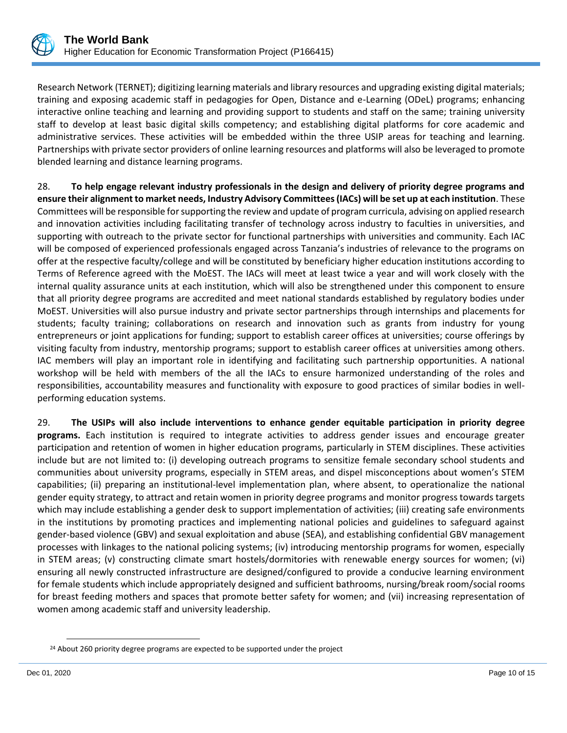Research Network (TERNET); digitizing learning materials and library resources and upgrading existing digital materials; training and exposing academic staff in pedagogies for Open, Distance and e-Learning (ODeL) programs; enhancing interactive online teaching and learning and providing support to students and staff on the same; training university staff to develop at least basic digital skills competency; and establishing digital platforms for core academic and administrative services. These activities will be embedded within the three USIP areas for teaching and learning. Partnerships with private sector providers of online learning resources and platforms will also be leveraged to promote blended learning and distance learning programs.

28. **To help engage relevant industry professionals in the design and delivery of priority degree programs and ensure their alignment to market needs, Industry Advisory Committees (IACs) will be set up at each institution**. These Committees will be responsible for supporting the review and update of program curricula, advising on applied research and innovation activities including facilitating transfer of technology across industry to faculties in universities, and supporting with outreach to the private sector for functional partnerships with universities and community. Each IAC will be composed of experienced professionals engaged across Tanzania's industries of relevance to the programs on offer at the respective faculty/college and will be constituted by beneficiary higher education institutions according to Terms of Reference agreed with the MoEST. The IACs will meet at least twice a year and will work closely with the internal quality assurance units at each institution, which will also be strengthened under this component to ensure that all priority degree programs are accredited and meet national standards established by regulatory bodies under MoEST. Universities will also pursue industry and private sector partnerships through internships and placements for students; faculty training; collaborations on research and innovation such as grants from industry for young entrepreneurs or joint applications for funding; support to establish career offices at universities; course offerings by visiting faculty from industry, mentorship programs; support to establish career offices at universities among others. IAC members will play an important role in identifying and facilitating such partnership opportunities. A national workshop will be held with members of the all the IACs to ensure harmonized understanding of the roles and responsibilities, accountability measures and functionality with exposure to good practices of similar bodies in well-performing education systems.

29. **The USIPs will also include interventions to enhance gender equitable participation in priority degree programs.** Each institution is required to integrate activities to address gender issues and encourage greater participation and retention of women in higher education programs, particularly in STEM disciplines. These activities include but are not limited to: (i) developing outreach programs to sensitize female secondary school students and communities about university programs, especially in STEM areas, and dispel misconceptions about women's STEM capabilities; (ii) preparing an institutional-level implementation plan, where absent, to operationalize the national gender equity strategy, to attract and retain women in priority degree programs and monitor progress towards targets which may include establishing a gender desk to support implementation of activities; (iii) creating safe environments in the institutions by promoting practices and implementing national policies and guidelines to safeguard against gender-based violence (GBV) and sexual exploitation and abuse (SEA), and establishing confidential GBV management processes with linkages to the national policing systems; (iv) introducing mentorship programs for women, especially in STEM areas; (v) constructing climate smart hostels/dormitories with renewable energy sources for women; (vi) ensuring all newly constructed infrastructure are designed/configured to provide a conducive learning environment for female students which include appropriately designed and sufficient bathrooms, nursing/break room/social rooms for breast feeding mothers and spaces that promote better safety for women; and (vii) increasing representation of women among academic staff and university leadership.

---

[24] About 260 priority degree programs are expected to be supported under the project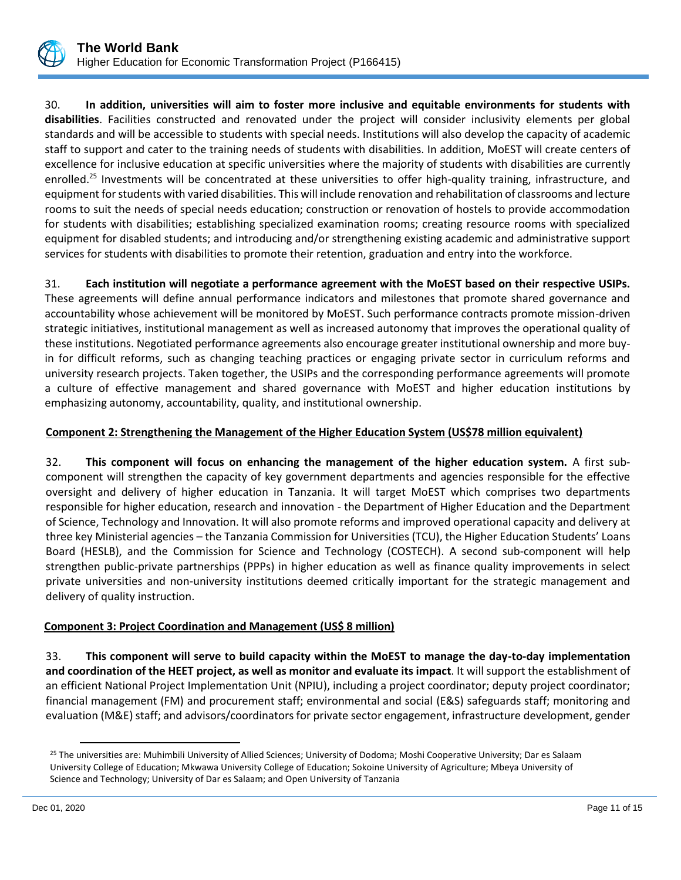30. **In addition, universities will aim to foster more inclusive and equitable environments for students with disabilities**. Facilities constructed and renovated under the project will consider inclusivity elements per global standards and will be accessible to students with special needs. Institutions will also develop the capacity of academic staff to support and cater to the training needs of students with disabilities. In addition, MoEST will create centers of excellence for inclusive education at specific universities where the majority of students with disabilities are currently enrolled.[25] Investments will be concentrated at these universities to offer high-quality training, infrastructure, and equipment for students with varied disabilities. This will include renovation and rehabilitation of classrooms and lecture rooms to suit the needs of special needs education; construction or renovation of hostels to provide accommodation for students with disabilities; establishing specialized examination rooms; creating resource rooms with specialized equipment for disabled students; and introducing and/or strengthening existing academic and administrative support services for students with disabilities to promote their retention, graduation and entry into the workforce.

31. **Each institution will negotiate a performance agreement with the MoEST based on their respective USIPs.** These agreements will define annual performance indicators and milestones that promote shared governance and accountability whose achievement will be monitored by MoEST. Such performance contracts promote mission-driven strategic initiatives, institutional management as well as increased autonomy that improves the operational quality of these institutions. Negotiated performance agreements also encourage greater institutional ownership and more buy-in for difficult reforms, such as changing teaching practices or engaging private sector in curriculum reforms and university research projects. Taken together, the USIPs and the corresponding performance agreements will promote a culture of effective management and shared governance with MoEST and higher education institutions by emphasizing autonomy, accountability, quality, and institutional ownership.

**Component 2: Strengthening the Management of the Higher Education System (US$78 million equivalent)**

32. **This component will focus on enhancing the management of the higher education system.** A first sub-component will strengthen the capacity of key government departments and agencies responsible for the effective oversight and delivery of higher education in Tanzania. It will target MoEST which comprises two departments responsible for higher education, research and innovation - the Department of Higher Education and the Department of Science, Technology and Innovation. It will also promote reforms and improved operational capacity and delivery at three key Ministerial agencies – the Tanzania Commission for Universities (TCU), the Higher Education Students' Loans Board (HESLB), and the Commission for Science and Technology (COSTECH). A second sub-component will help strengthen public-private partnerships (PPPs) in higher education as well as finance quality improvements in select private universities and non-university institutions deemed critically important for the strategic management and delivery of quality instruction.

**Component 3: Project Coordination and Management (US$ 8 million)**

33. **This component will serve to build capacity within the MoEST to manage the day-to-day implementation and coordination of the HEET project, as well as monitor and evaluate its impact**. It will support the establishment of an efficient National Project Implementation Unit (NPIU), including a project coordinator; deputy project coordinator; financial management (FM) and procurement staff; environmental and social (E&S) safeguards staff; monitoring and evaluation (M&E) staff; and advisors/coordinators for private sector engagement, infrastructure development, gender

---

[25] The universities are: Muhimbili University of Allied Sciences; University of Dodoma; Moshi Cooperative University; Dar es Salaam University College of Education; Mkwawa University College of Education; Sokoine University of Agriculture; Mbeya University of Science and Technology; University of Dar es Salaam; and Open University of Tanzania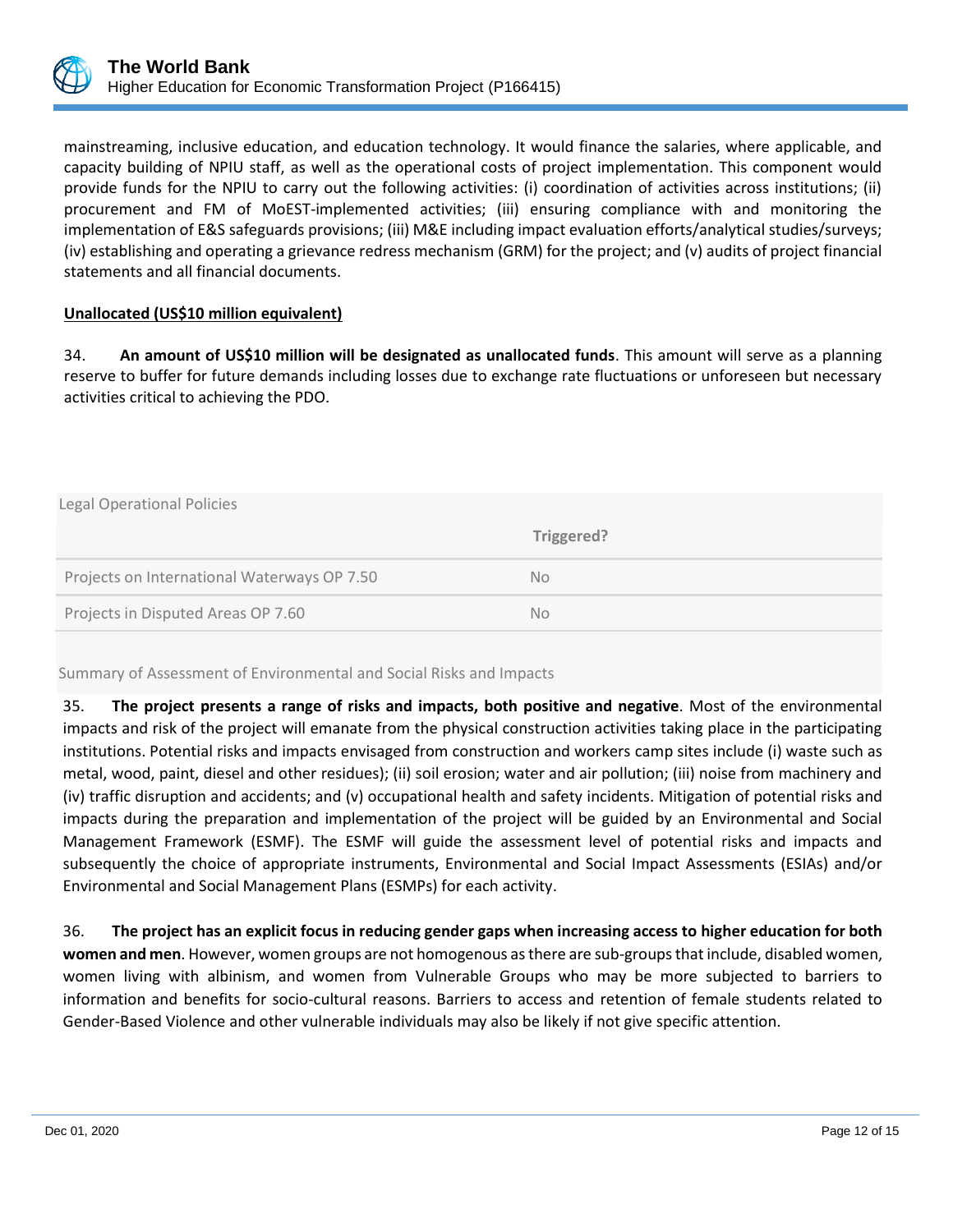mainstreaming, inclusive education, and education technology. It would finance the salaries, where applicable, and capacity building of NPIU staff, as well as the operational costs of project implementation. This component would provide funds for the NPIU to carry out the following activities: (i) coordination of activities across institutions; (ii) procurement and FM of MoEST-implemented activities; (iii) ensuring compliance with and monitoring the implementation of E&S safeguards provisions; (iii) M&E including impact evaluation efforts/analytical studies/surveys; (iv) establishing and operating a grievance redress mechanism (GRM) for the project; and (v) audits of project financial statements and all financial documents.

**Unallocated (US$10 million equivalent)**

34. **An amount of US$10 million will be designated as unallocated funds**. This amount will serve as a planning reserve to buffer for future demands including losses due to exchange rate fluctuations or unforeseen but necessary activities critical to achieving the PDO.

Legal Operational Policies

| | Triggered? |
|---|---|
| Projects on International Waterways OP 7.50 | No |
| Projects in Disputed Areas OP 7.60 | No |

Summary of Assessment of Environmental and Social Risks and Impacts

35. **The project presents a range of risks and impacts, both positive and negative**. Most of the environmental impacts and risk of the project will emanate from the physical construction activities taking place in the participating institutions. Potential risks and impacts envisaged from construction and workers camp sites include (i) waste such as metal, wood, paint, diesel and other residues); (ii) soil erosion; water and air pollution; (iii) noise from machinery and (iv) traffic disruption and accidents; and (v) occupational health and safety incidents. Mitigation of potential risks and impacts during the preparation and implementation of the project will be guided by an Environmental and Social Management Framework (ESMF). The ESMF will guide the assessment level of potential risks and impacts and subsequently the choice of appropriate instruments, Environmental and Social Impact Assessments (ESIAs) and/or Environmental and Social Management Plans (ESMPs) for each activity.

36. **The project has an explicit focus in reducing gender gaps when increasing access to higher education for both women and men**. However, women groups are not homogenous as there are sub-groups that include, disabled women, women living with albinism, and women from Vulnerable Groups who may be more subjected to barriers to information and benefits for socio-cultural reasons. Barriers to access and retention of female students related to Gender-Based Violence and other vulnerable individuals may also be likely if not give specific attention.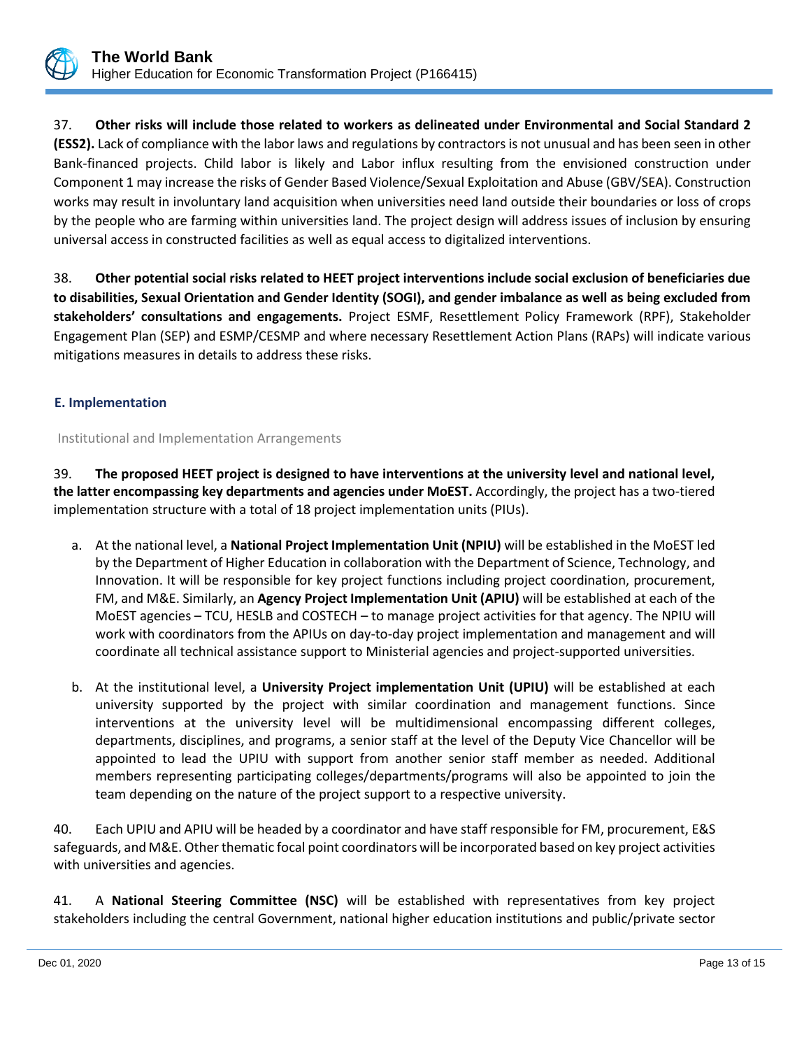37. **Other risks will include those related to workers as delineated under Environmental and Social Standard 2 (ESS2).** Lack of compliance with the labor laws and regulations by contractors is not unusual and has been seen in other Bank-financed projects. Child labor is likely and Labor influx resulting from the envisioned construction under Component 1 may increase the risks of Gender Based Violence/Sexual Exploitation and Abuse (GBV/SEA). Construction works may result in involuntary land acquisition when universities need land outside their boundaries or loss of crops by the people who are farming within universities land. The project design will address issues of inclusion by ensuring universal access in constructed facilities as well as equal access to digitalized interventions.

38. **Other potential social risks related to HEET project interventions include social exclusion of beneficiaries due to disabilities, Sexual Orientation and Gender Identity (SOGI), and gender imbalance as well as being excluded from stakeholders' consultations and engagements.** Project ESMF, Resettlement Policy Framework (RPF), Stakeholder Engagement Plan (SEP) and ESMP/CESMP and where necessary Resettlement Action Plans (RAPs) will indicate various mitigations measures in details to address these risks.

## E. Implementation

### Institutional and Implementation Arrangements

39. **The proposed HEET project is designed to have interventions at the university level and national level, the latter encompassing key departments and agencies under MoEST.** Accordingly, the project has a two-tiered implementation structure with a total of 18 project implementation units (PIUs).

a. At the national level, a **National Project Implementation Unit (NPIU)** will be established in the MoEST led by the Department of Higher Education in collaboration with the Department of Science, Technology, and Innovation. It will be responsible for key project functions including project coordination, procurement, FM, and M&E. Similarly, an **Agency Project Implementation Unit (APIU)** will be established at each of the MoEST agencies – TCU, HESLB and COSTECH – to manage project activities for that agency. The NPIU will work with coordinators from the APIUs on day-to-day project implementation and management and will coordinate all technical assistance support to Ministerial agencies and project-supported universities.

b. At the institutional level, a **University Project implementation Unit (UPIU)** will be established at each university supported by the project with similar coordination and management functions. Since interventions at the university level will be multidimensional encompassing different colleges, departments, disciplines, and programs, a senior staff at the level of the Deputy Vice Chancellor will be appointed to lead the UPIU with support from another senior staff member as needed. Additional members representing participating colleges/departments/programs will also be appointed to join the team depending on the nature of the project support to a respective university.

40. Each UPIU and APIU will be headed by a coordinator and have staff responsible for FM, procurement, E&S safeguards, and M&E. Other thematic focal point coordinators will be incorporated based on key project activities with universities and agencies.

41. A **National Steering Committee (NSC)** will be established with representatives from key project stakeholders including the central Government, national higher education institutions and public/private sector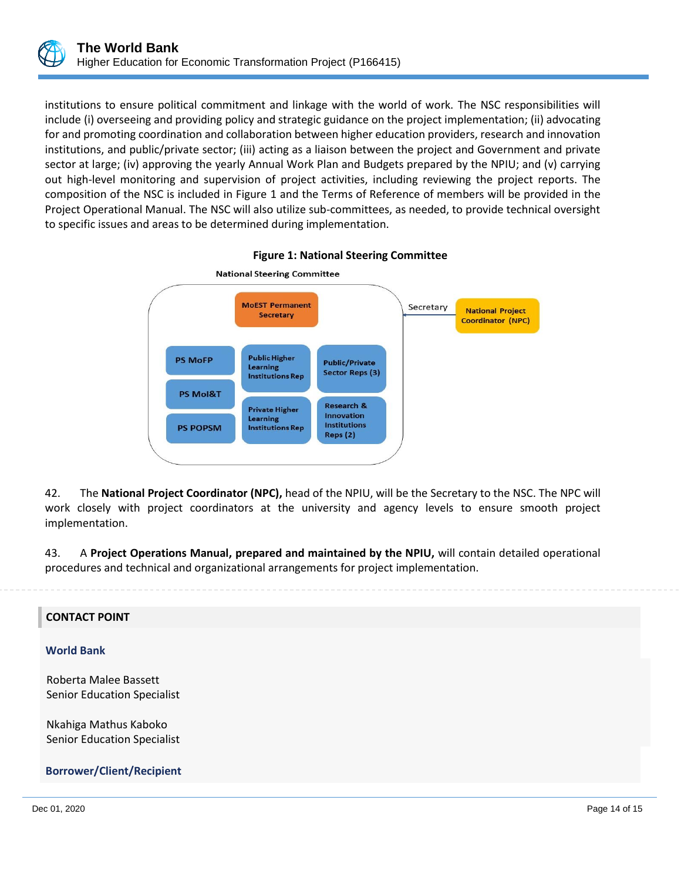institutions to ensure political commitment and linkage with the world of work. The NSC responsibilities will include (i) overseeing and providing policy and strategic guidance on the project implementation; (ii) advocating for and promoting coordination and collaboration between higher education providers, research and innovation institutions, and public/private sector; (iii) acting as a liaison between the project and Government and private sector at large; (iv) approving the yearly Annual Work Plan and Budgets prepared by the NPIU; and (v) carrying out high-level monitoring and supervision of project activities, including reviewing the project reports. The composition of the NSC is included in Figure 1 and the Terms of Reference of members will be provided in the Project Operational Manual. The NSC will also utilize sub-committees, as needed, to provide technical oversight to specific issues and areas to be determined during implementation.

**Figure 1: National Steering Committee**

National Steering Committee

- MoEST Permanent Secretary
- PS MoFP
- PS MoI&T
- PS POPSM
- Public Higher Learning Institutions Rep
- Private Higher Learning Institutions Rep
- Public/Private Sector Reps (3)
- Research & Innovation Institutions Reps (2)

Secretary: National Project Coordinator (NPC)

42. The **National Project Coordinator (NPC),** head of the NPIU, will be the Secretary to the NSC. The NPC will work closely with project coordinators at the university and agency levels to ensure smooth project implementation.

43. A **Project Operations Manual, prepared and maintained by the NPIU,** will contain detailed operational procedures and technical and organizational arrangements for project implementation.

## CONTACT POINT

### World Bank

Roberta Malee Bassett
Senior Education Specialist

Nkahiga Mathus Kaboko
Senior Education Specialist

### Borrower/Client/Recipient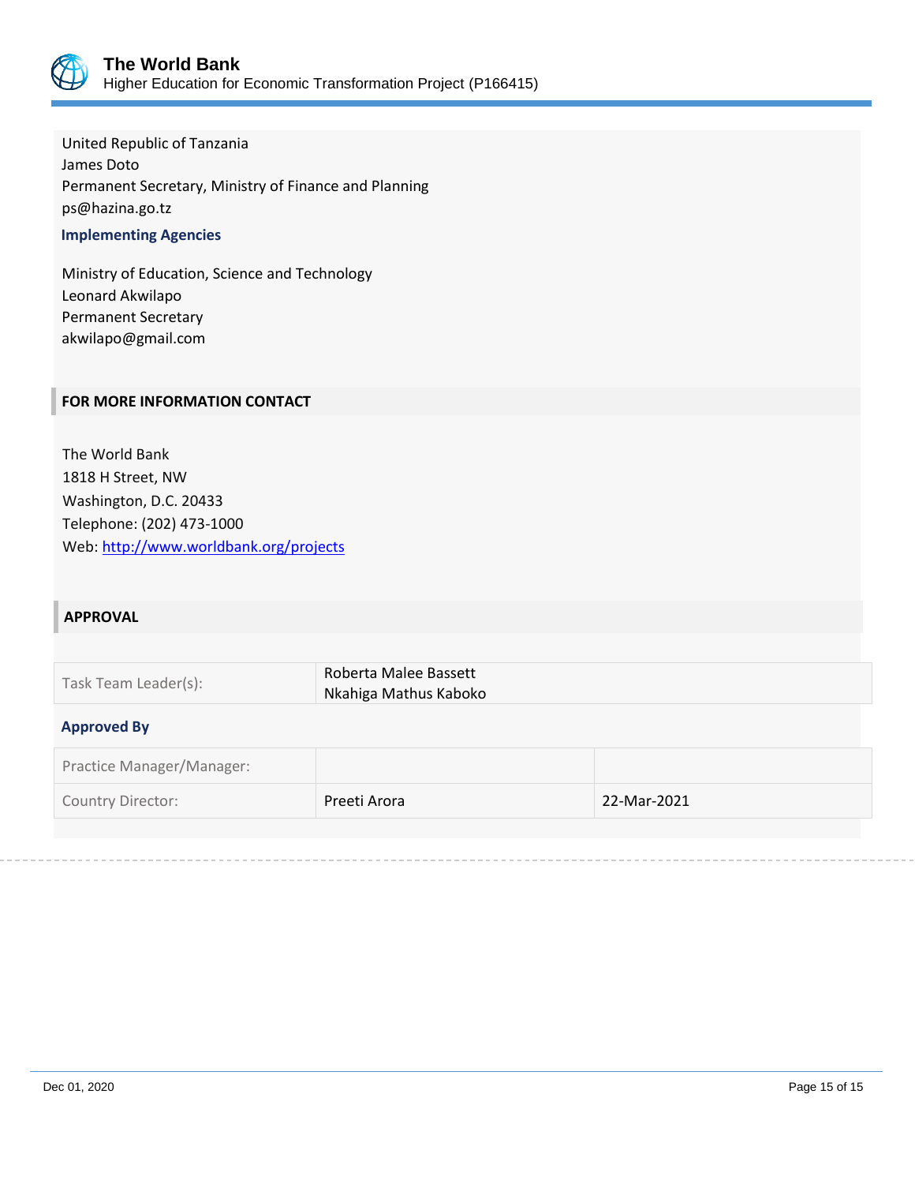United Republic of Tanzania
James Doto
Permanent Secretary, Ministry of Finance and Planning
ps@hazina.go.tz

**Implementing Agencies**

Ministry of Education, Science and Technology
Leonard Akwilapo
Permanent Secretary
akwilapo@gmail.com

## FOR MORE INFORMATION CONTACT

The World Bank
1818 H Street, NW
Washington, D.C. 20433
Telephone: (202) 473-1000
Web: http://www.worldbank.org/projects

## APPROVAL

| | |
|---|---|
| Task Team Leader(s): | Roberta Malee Bassett<br>Nkahiga Mathus Kaboko |

**Approved By**

| | | |
|---|---|---|
| Practice Manager/Manager: | | |
| Country Director: | Preeti Arora | 22-Mar-2021 |